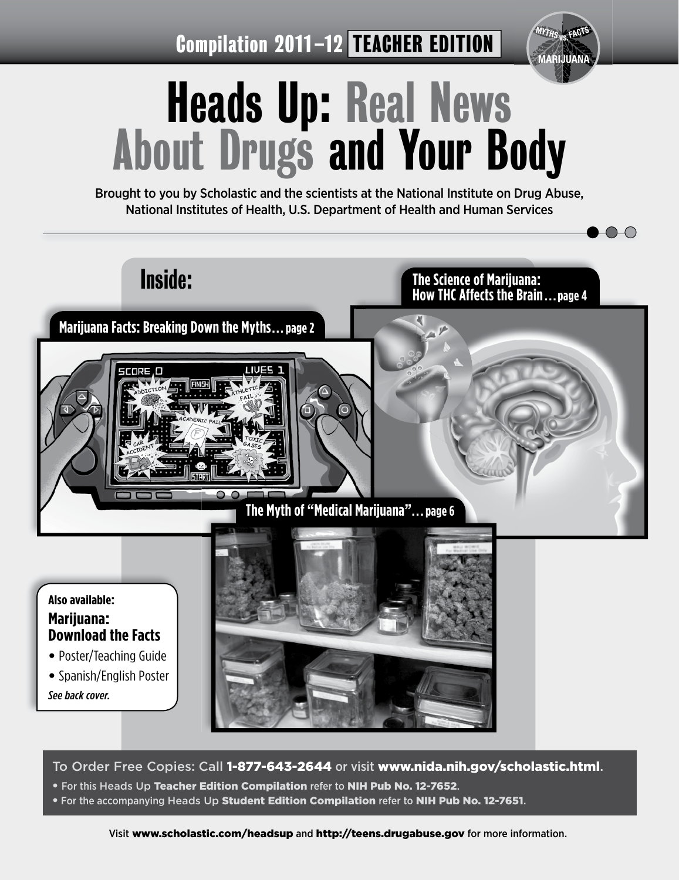Compilation 2011–12 **TEACHER EDITION**

# Heads Up: Real News About Drugs and Your Body

Brought to you by Scholastic and the scientists at the National Institute on Drug Abuse, National Institutes of Health, U.S. Department of Health and Human Services

## Inside:

**Marijuana Facts: Breaking Down the Myths… page 2**

**The Science of Marijuana: How THC Affects the Brain… page 4**

**The Myth of "Medical Marijuana"… page 6**

**Also available:**

**Marijuana: Download the Facts**

- Poster/Teaching Guide
- Spanish/English Poster

*See back cover.*

To Order Free Copies: Call **1-877-643-2644** or visit **www.nida.nih.gov/scholastic.html**.

- For this Heads Up **Teacher Edition Compilation** refer to **NIH Pub No. 12-7652**.
- For the accompanying Heads Up **Student Edition Compilation** refer to **NIH Pub No. 12-7651**.

Visit **www.scholastic.com/headsup** and **http://teens.drugabuse.gov** for more information.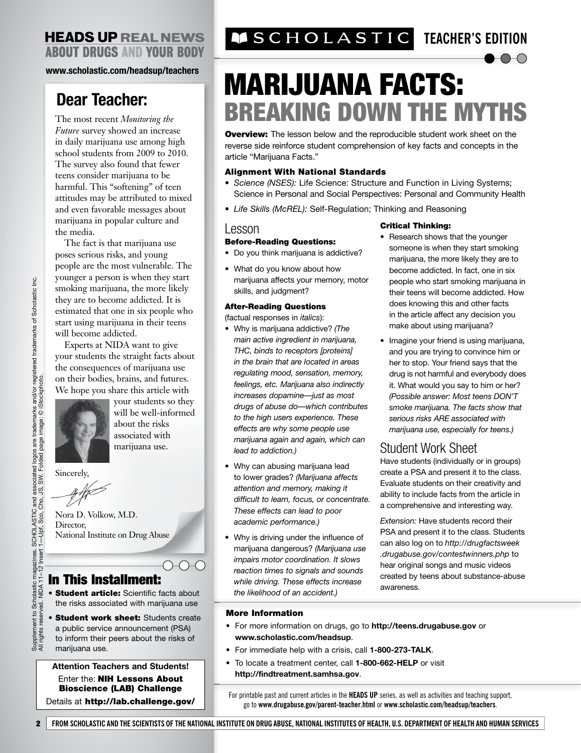# HEADS UP REAL NEWS ABOUT DRUGS AND YOUR BODY

www.scholastic.com/headsup/teachers

## Dear Teacher:

The most recent *Monitoring the Future* survey showed an increase in daily marijuana use among high school students from 2009 to 2010. The survey also found that fewer teens consider marijuana to be harmful. This "softening" of teen attitudes may be attributed to mixed and even favorable messages about marijuana in popular culture and the media.

The fact is that marijuana use poses serious risks, and young people are the most vulnerable. The younger a person is when they start smoking marijuana, the more likely they are to become addicted. It is estimated that one in six people who start using marijuana in their teens will become addicted.

Experts at NIDA want to give your students the straight facts about the consequences of marijuana use on their bodies, brains, and futures. We hope you share this article with your students so they will be well-informed about the risks associated with marijuana use.

Sincerely,

Nora D. Volkow, M.D.
Director,
National Institute on Drug Abuse

## In This Installment:

- **Student article:** Scientific facts about the risks associated with marijuana use
- **Student work sheet:** Students create a public service announcement (PSA) to inform their peers about the risks of marijuana use.

**Attention Teachers and Students!**
Enter the: **NIH Lessons About Bioscience (LAB) Challenge**
Details at **http://lab.challenge.gov/**

Supplement to Scholastic magazines. SCHOLASTIC and associated logos are trademarks and/or registered trademarks of Scholastic Inc. All rights reserved. NIDA 11–12 Insert 1—Upf, Sco, Cho, JS, SW. Folded page image: © iStockphoto.

SCHOLASTIC TEACHER'S EDITION

# MARIJUANA FACTS: BREAKING DOWN THE MYTHS

**Overview:** The lesson below and the reproducible student work sheet on the reverse side reinforce student comprehension of key facts and concepts in the article "Marijuana Facts."

### Alignment With National Standards

- *Science (NSES):* Life Science: Structure and Function in Living Systems; Science in Personal and Social Perspectives: Personal and Community Health
- *Life Skills (McREL):* Self-Regulation; Thinking and Reasoning

## Lesson

### Before-Reading Questions:

- Do you think marijuana is addictive?
- What do you know about how marijuana affects your memory, motor skills, and judgment?

### After-Reading Questions

(factual responses in *italics*):

- Why is marijuana addictive? *(The main active ingredient in marijuana, THC, binds to receptors [proteins] in the brain that are located in areas regulating mood, sensation, memory, feelings, etc. Marijuana also indirectly increases dopamine—just as most drugs of abuse do—which contributes to the high users experience. These effects are why some people use marijuana again and again, which can lead to addiction.)*
- Why can abusing marijuana lead to lower grades? *(Marijuana affects attention and memory, making it difficult to learn, focus, or concentrate. These effects can lead to poor academic performance.)*
- Why is driving under the influence of marijuana dangerous? *(Marijuana use impairs motor coordination. It slows reaction times to signals and sounds while driving. These effects increase the likelihood of an accident.)*

### Critical Thinking:

- Research shows that the younger someone is when they start smoking marijuana, the more likely they are to become addicted. In fact, one in six people who start smoking marijuana in their teens will become addicted. How does knowing this and other facts in the article affect any decision you make about using marijuana?
- Imagine your friend is using marijuana, and you are trying to convince him or her to stop. Your friend says that the drug is not harmful and everybody does it. What would you say to him or her? *(Possible answer: Most teens DON'T smoke marijuana. The facts show that serious risks ARE associated with marijuana use, especially for teens.)*

## Student Work Sheet

Have students (individually or in groups) create a PSA and present it to the class. Evaluate students on their creativity and ability to include facts from the article in a comprehensive and interesting way.

*Extension:* Have students record their PSA and present it to the class. Students can also log on to *http://drugfactsweek.drugabuse.gov/contestwinners.php* to hear original songs and music videos created by teens about substance-abuse awareness.

### More Information

- For more information on drugs, go to **http://teens.drugabuse.gov** or **www.scholastic.com/headsup**.
- For immediate help with a crisis, call **1-800-273-TALK**.
- To locate a treatment center, call **1-800-662-HELP** or visit **http://findtreatment.samhsa.gov**.

For printable past and current articles in the **HEADS UP** series, as well as activities and teaching support, go to **www.drugabuse.gov/parent-teacher.html** or **www.scholastic.com/headsup/teachers**.

FROM SCHOLASTIC AND THE SCIENTISTS OF THE NATIONAL INSTITUTE ON DRUG ABUSE, NATIONAL INSTITUTES OF HEALTH, U.S. DEPARTMENT OF HEALTH AND HUMAN SERVICES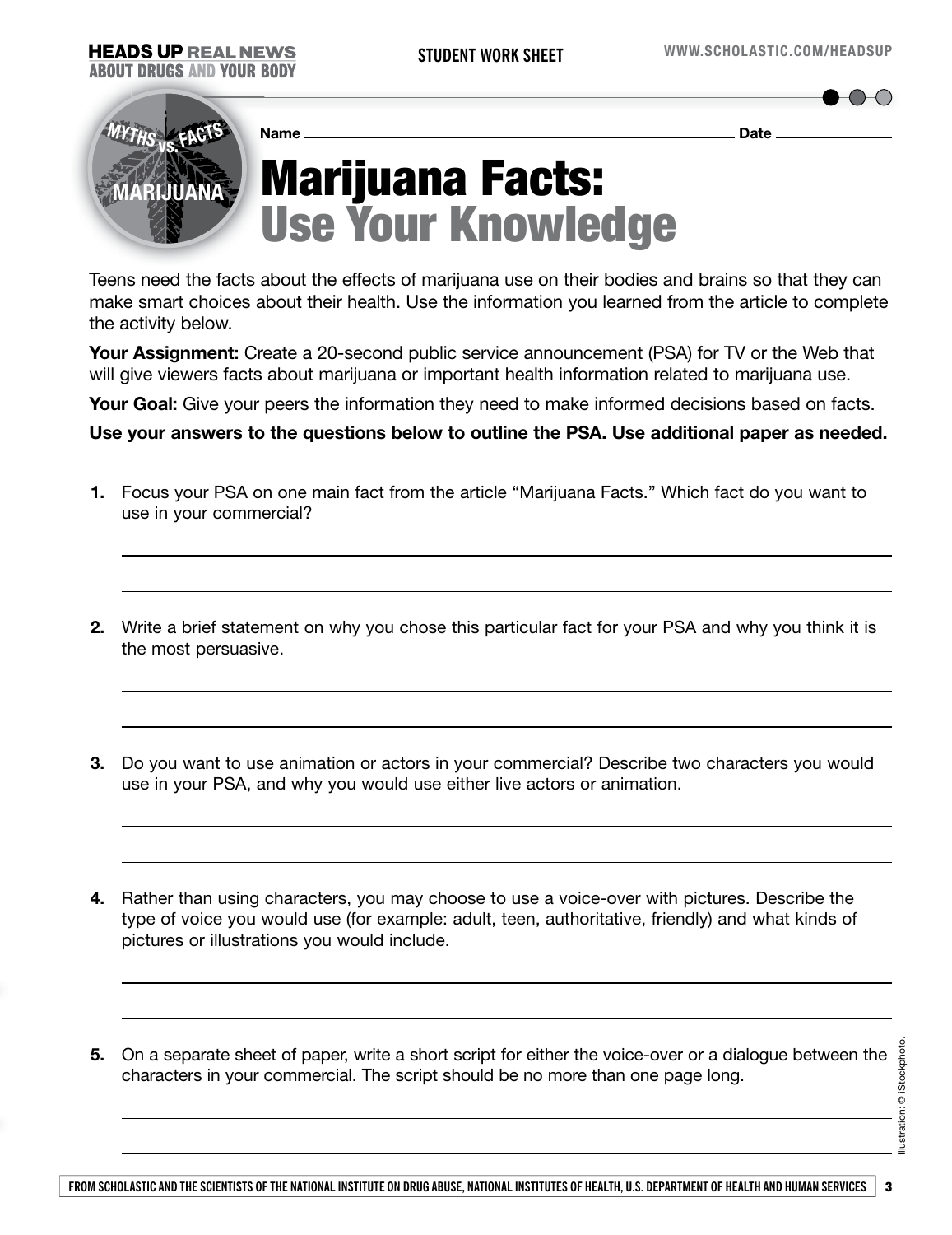Name ______________________________ Date ____________

# Marijuana Facts: Use Your Knowledge

Teens need the facts about the effects of marijuana use on their bodies and brains so that they can make smart choices about their health. Use the information you learned from the article to complete the activity below.

**Your Assignment:** Create a 20-second public service announcement (PSA) for TV or the Web that will give viewers facts about marijuana or important health information related to marijuana use.

**Your Goal:** Give your peers the information they need to make informed decisions based on facts.

**Use your answers to the questions below to outline the PSA. Use additional paper as needed.**

1. Focus your PSA on one main fact from the article "Marijuana Facts." Which fact do you want to use in your commercial?

2. Write a brief statement on why you chose this particular fact for your PSA and why you think it is the most persuasive.

3. Do you want to use animation or actors in your commercial? Describe two characters you would use in your PSA, and why you would use either live actors or animation.

4. Rather than using characters, you may choose to use a voice-over with pictures. Describe the type of voice you would use (for example: adult, teen, authoritative, friendly) and what kinds of pictures or illustrations you would include.

5. On a separate sheet of paper, write a short script for either the voice-over or a dialogue between the characters in your commercial. The script should be no more than one page long.

Illustration: © iStockphoto.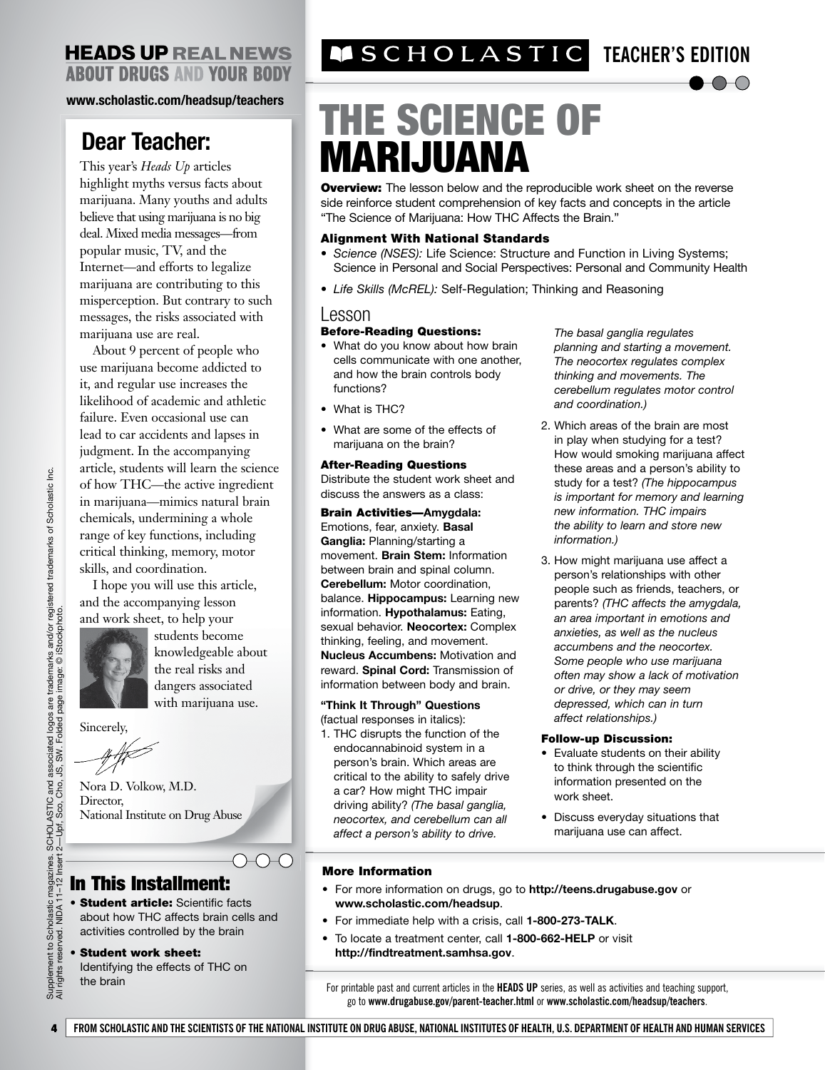# HEADS UP REAL NEWS ABOUT DRUGS AND YOUR BODY

**www.scholastic.com/headsup/teachers**

## Dear Teacher:

This year's *Heads Up* articles highlight myths versus facts about marijuana. Many youths and adults believe that using marijuana is no big deal. Mixed media messages—from popular music, TV, and the Internet—and efforts to legalize marijuana are contributing to this misperception. But contrary to such messages, the risks associated with marijuana use are real.

About 9 percent of people who use marijuana become addicted to it, and regular use increases the likelihood of academic and athletic failure. Even occasional use can lead to car accidents and lapses in judgment. In the accompanying article, students will learn the science of how THC—the active ingredient in marijuana—mimics natural brain chemicals, undermining a whole range of key functions, including critical thinking, memory, motor skills, and coordination.

I hope you will use this article, and the accompanying lesson and work sheet, to help your students become knowledgeable about the real risks and dangers associated with marijuana use.

Sincerely,

Nora D. Volkow, M.D.
Director,
National Institute on Drug Abuse

## In This Installment:

- **Student article:** Scientific facts about how THC affects brain cells and activities controlled by the brain
- **Student work sheet:** Identifying the effects of THC on the brain

Supplement to Scholastic magazines. SCHOLASTIC and associated logos are trademarks and/or registered trademarks of Scholastic Inc. All rights reserved. NIDA 11–12 Insert 2—Upf, Sco, Cho, JS, SW. Folded page image: © iStockphoto.

SCHOLASTIC TEACHER'S EDITION

# THE SCIENCE OF MARIJUANA

**Overview:** The lesson below and the reproducible work sheet on the reverse side reinforce student comprehension of key facts and concepts in the article "The Science of Marijuana: How THC Affects the Brain."

### Alignment With National Standards

- *Science (NSES):* Life Science: Structure and Function in Living Systems; Science in Personal and Social Perspectives: Personal and Community Health
- *Life Skills (McREL):* Self-Regulation; Thinking and Reasoning

## Lesson

### Before-Reading Questions:

- What do you know about how brain cells communicate with one another, and how the brain controls body functions?
- What is THC?
- What are some of the effects of marijuana on the brain?

### After-Reading Questions

Distribute the student work sheet and discuss the answers as a class:

**Brain Activities—Amygdala:** Emotions, fear, anxiety. **Basal Ganglia:** Planning/starting a movement. **Brain Stem:** Information between brain and spinal column. **Cerebellum:** Motor coordination, balance. **Hippocampus:** Learning new information. **Hypothalamus:** Eating, sexual behavior. **Neocortex:** Complex thinking, feeling, and movement. **Nucleus Accumbens:** Motivation and reward. **Spinal Cord:** Transmission of information between body and brain.

**"Think It Through" Questions**
(factual responses in italics):

1. THC disrupts the function of the endocannabinoid system in a person's brain. Which areas are critical to the ability to safely drive a car? How might THC impair driving ability? *(The basal ganglia, neocortex, and cerebellum can all affect a person's ability to drive. The basal ganglia regulates planning and starting a movement. The neocortex regulates complex thinking and movements. The cerebellum regulates motor control and coordination.)*
2. Which areas of the brain are most in play when studying for a test? How would smoking marijuana affect these areas and a person's ability to study for a test? *(The hippocampus is important for memory and learning new information. THC impairs the ability to learn and store new information.)*
3. How might marijuana use affect a person's relationships with other people such as friends, teachers, or parents? *(THC affects the amygdala, an area important in emotions and anxieties, as well as the nucleus accumbens and the neocortex. Some people who use marijuana often may show a lack of motivation or drive, or they may seem depressed, which can in turn affect relationships.)*

### Follow-up Discussion:

- Evaluate students on their ability to think through the scientific information presented on the work sheet.
- Discuss everyday situations that marijuana use can affect.

### More Information

- For more information on drugs, go to **http://teens.drugabuse.gov** or **www.scholastic.com/headsup**.
- For immediate help with a crisis, call **1-800-273-TALK**.
- To locate a treatment center, call **1-800-662-HELP** or visit **http://findtreatment.samhsa.gov**.

For printable past and current articles in the **HEADS UP** series, as well as activities and teaching support, go to **www.drugabuse.gov/parent-teacher.html** or **www.scholastic.com/headsup/teachers**.

FROM SCHOLASTIC AND THE SCIENTISTS OF THE NATIONAL INSTITUTE ON DRUG ABUSE, NATIONAL INSTITUTES OF HEALTH, U.S. DEPARTMENT OF HEALTH AND HUMAN SERVICES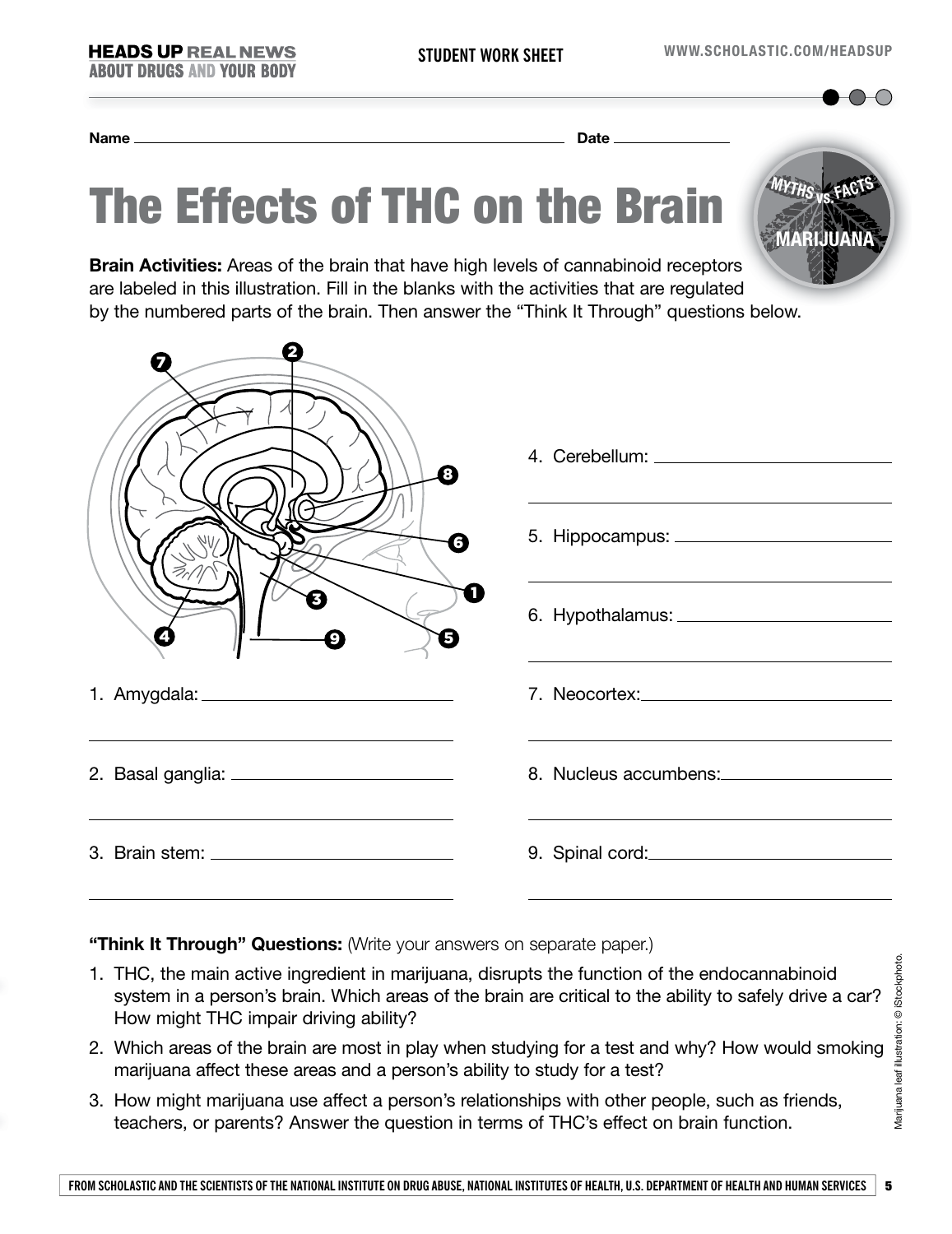Name ______________________________ Date ______________

# The Effects of THC on the Brain

**Brain Activities:** Areas of the brain that have high levels of cannabinoid receptors are labeled in this illustration. Fill in the blanks with the activities that are regulated by the numbered parts of the brain. Then answer the "Think It Through" questions below.

1. Amygdala: ______________________________
2. Basal ganglia: ______________________________
3. Brain stem: ______________________________
4. Cerebellum: ______________________________
5. Hippocampus: ______________________________
6. Hypothalamus: ______________________________
7. Neocortex: ______________________________
8. Nucleus accumbens: ______________________________
9. Spinal cord: ______________________________

**"Think It Through" Questions:** (Write your answers on separate paper.)

1. THC, the main active ingredient in marijuana, disrupts the function of the endocannabinoid system in a person's brain. Which areas of the brain are critical to the ability to safely drive a car? How might THC impair driving ability?
2. Which areas of the brain are most in play when studying for a test and why? How would smoking marijuana affect these areas and a person's ability to study for a test?
3. How might marijuana use affect a person's relationships with other people, such as friends, teachers, or parents? Answer the question in terms of THC's effect on brain function.

Marijuana leaf illustration: © iStockphoto.

FROM SCHOLASTIC AND THE SCIENTISTS OF THE NATIONAL INSTITUTE ON DRUG ABUSE, NATIONAL INSTITUTES OF HEALTH, U.S. DEPARTMENT OF HEALTH AND HUMAN SERVICES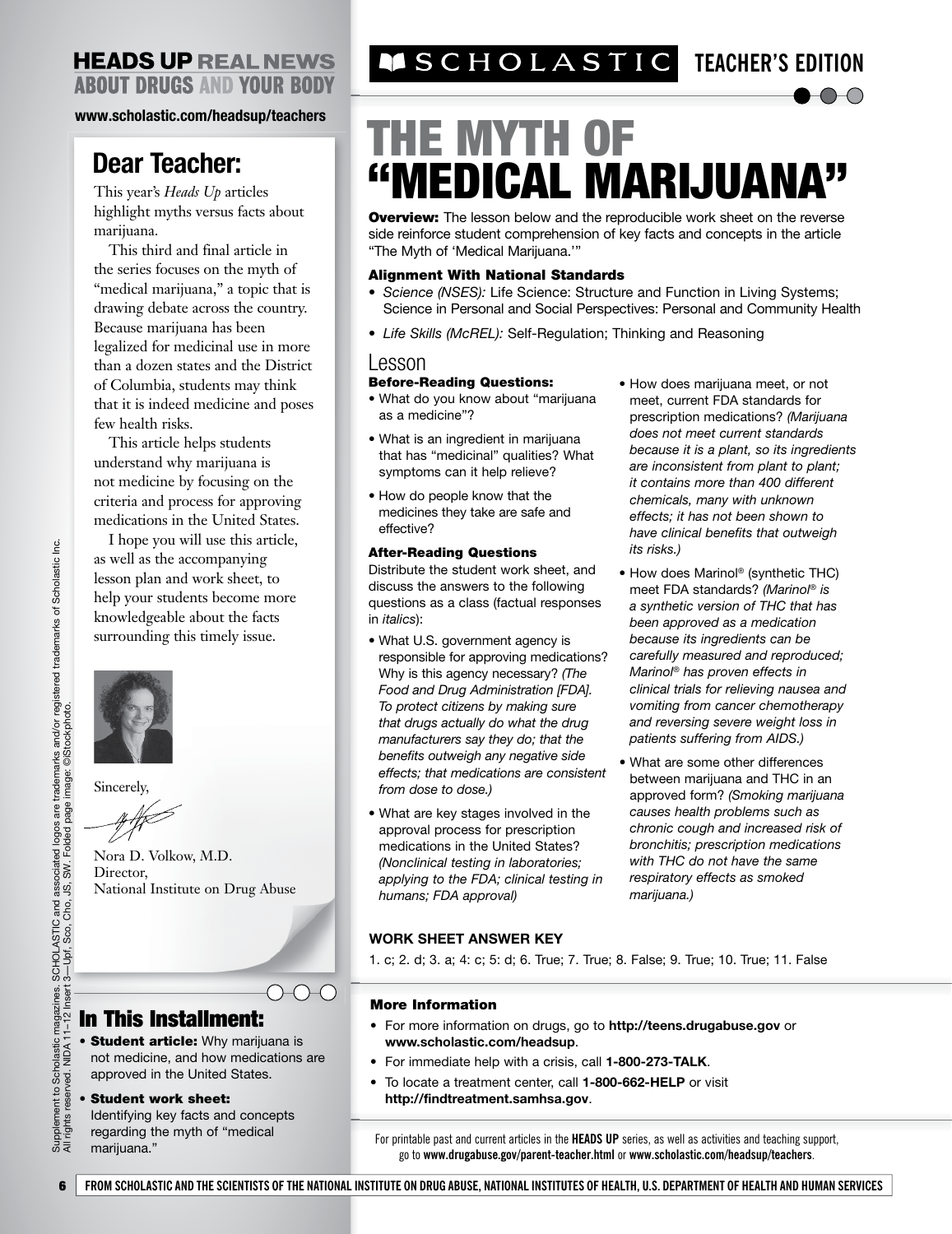**HEADS UP REAL NEWS ABOUT DRUGS AND YOUR BODY**

**www.scholastic.com/headsup/teachers**

## Dear Teacher:

This year's *Heads Up* articles highlight myths versus facts about marijuana.

This third and final article in the series focuses on the myth of "medical marijuana," a topic that is drawing debate across the country. Because marijuana has been legalized for medicinal use in more than a dozen states and the District of Columbia, students may think that it is indeed medicine and poses few health risks.

This article helps students understand why marijuana is not medicine by focusing on the criteria and process for approving medications in the United States.

I hope you will use this article, as well as the accompanying lesson plan and work sheet, to help your students become more knowledgeable about the facts surrounding this timely issue.

Sincerely,

Nora D. Volkow, M.D.
Director,
National Institute on Drug Abuse

## In This Installment:

- **Student article:** Why marijuana is not medicine, and how medications are approved in the United States.
- **Student work sheet:** Identifying key facts and concepts regarding the myth of "medical marijuana."

Supplement to Scholastic magazines. SCHOLASTIC and associated logos are trademarks and/or registered trademarks of Scholastic Inc. All rights reserved. NIDA 11–12 Insert 3—Upf, Sco, Cho, JS, SW. Folded page image: ©iStockphoto.

**SCHOLASTIC TEACHER'S EDITION**

# THE MYTH OF "MEDICAL MARIJUANA"

**Overview:** The lesson below and the reproducible work sheet on the reverse side reinforce student comprehension of key facts and concepts in the article "The Myth of 'Medical Marijuana.'"

### Alignment With National Standards

- *Science (NSES):* Life Science: Structure and Function in Living Systems; Science in Personal and Social Perspectives: Personal and Community Health
- *Life Skills (McREL):* Self-Regulation; Thinking and Reasoning

## Lesson

### Before-Reading Questions:

- What do you know about "marijuana as a medicine"?
- What is an ingredient in marijuana that has "medicinal" qualities? What symptoms can it help relieve?
- How do people know that the medicines they take are safe and effective?

### After-Reading Questions

Distribute the student work sheet, and discuss the answers to the following questions as a class (factual responses in *italics*):

- What U.S. government agency is responsible for approving medications? Why is this agency necessary? *(The Food and Drug Administration [FDA]. To protect citizens by making sure that drugs actually do what the drug manufacturers say they do; that the benefits outweigh any negative side effects; that medications are consistent from dose to dose.)*
- What are key stages involved in the approval process for prescription medications in the United States? *(Nonclinical testing in laboratories; applying to the FDA; clinical testing in humans; FDA approval)*
- How does marijuana meet, or not meet, current FDA standards for prescription medications? *(Marijuana does not meet current standards because it is a plant, so its ingredients are inconsistent from plant to plant; it contains more than 400 different chemicals, many with unknown effects; it has not been shown to have clinical benefits that outweigh its risks.)*
- How does Marinol® (synthetic THC) meet FDA standards? *(Marinol® is a synthetic version of THC that has been approved as a medication because its ingredients can be carefully measured and reproduced; Marinol® has proven effects in clinical trials for relieving nausea and vomiting from cancer chemotherapy and reversing severe weight loss in patients suffering from AIDS.)*
- What are some other differences between marijuana and THC in an approved form? *(Smoking marijuana causes health problems such as chronic cough and increased risk of bronchitis; prescription medications with THC do not have the same respiratory effects as smoked marijuana.)*

**WORK SHEET ANSWER KEY**

1. c; 2. d; 3. a; 4: c; 5: d; 6. True; 7. True; 8. False; 9. True; 10. True; 11. False

### More Information

- For more information on drugs, go to **http://teens.drugabuse.gov** or **www.scholastic.com/headsup**.
- For immediate help with a crisis, call **1-800-273-TALK**.
- To locate a treatment center, call **1-800-662-HELP** or visit **http://findtreatment.samhsa.gov**.

For printable past and current articles in the **HEADS UP** series, as well as activities and teaching support, go to **www.drugabuse.gov/parent-teacher.html** or **www.scholastic.com/headsup/teachers**.

**FROM SCHOLASTIC AND THE SCIENTISTS OF THE NATIONAL INSTITUTE ON DRUG ABUSE, NATIONAL INSTITUTES OF HEALTH, U.S. DEPARTMENT OF HEALTH AND HUMAN SERVICES**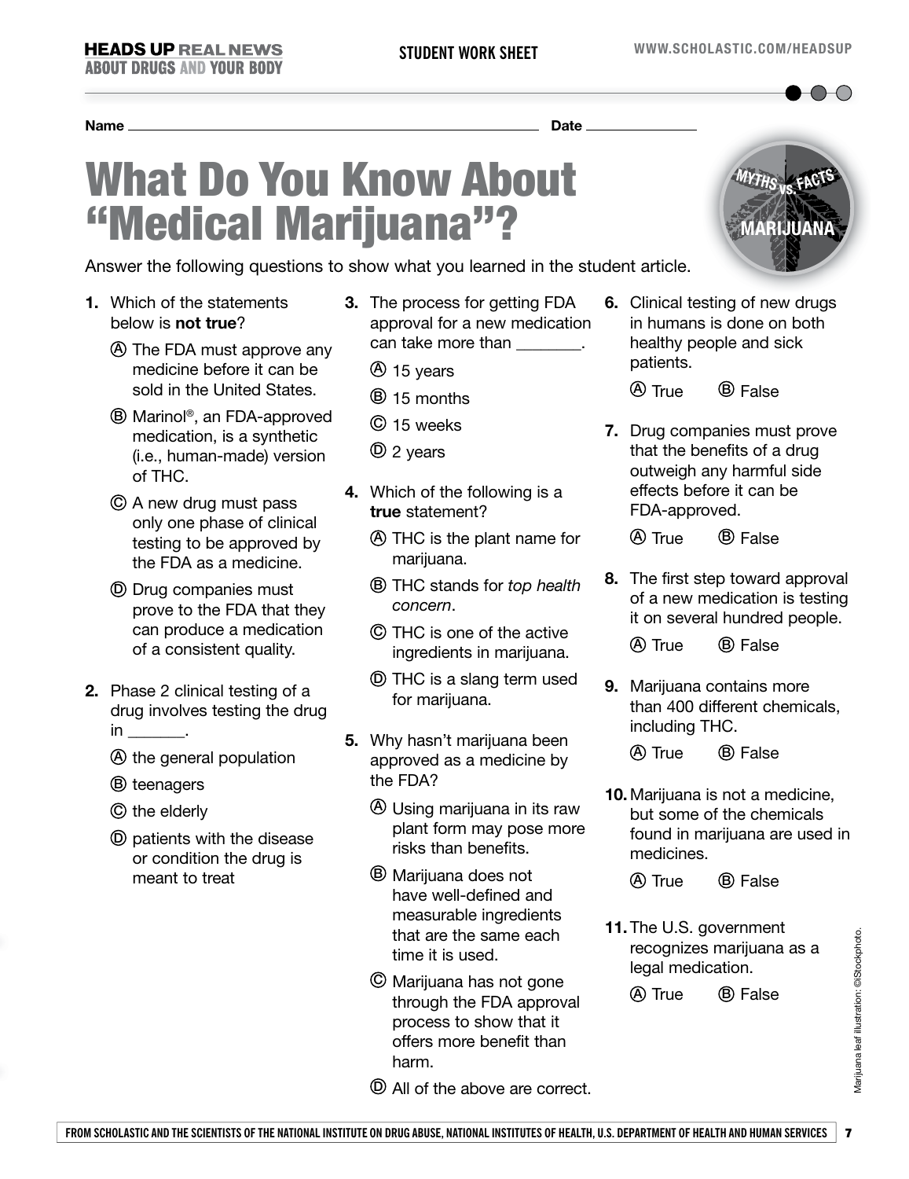STUDENT WORK SHEET

Name ______________________________ Date ____________

# What Do You Know About "Medical Marijuana"?

Answer the following questions to show what you learned in the student article.

**1.** Which of the statements below is **not true**?

- Ⓐ The FDA must approve any medicine before it can be sold in the United States.
- Ⓑ Marinol®, an FDA-approved medication, is a synthetic (i.e., human-made) version of THC.
- Ⓒ A new drug must pass only one phase of clinical testing to be approved by the FDA as a medicine.
- Ⓓ Drug companies must prove to the FDA that they can produce a medication of a consistent quality.

**2.** Phase 2 clinical testing of a drug involves testing the drug in _______.

- Ⓐ the general population
- Ⓑ teenagers
- Ⓒ the elderly
- Ⓓ patients with the disease or condition the drug is meant to treat

**3.** The process for getting FDA approval for a new medication can take more than ________.

- Ⓐ 15 years
- Ⓑ 15 months
- Ⓒ 15 weeks
- Ⓓ 2 years

**4.** Which of the following is a **true** statement?

- Ⓐ THC is the plant name for marijuana.
- Ⓑ THC stands for *top health concern*.
- Ⓒ THC is one of the active ingredients in marijuana.
- Ⓓ THC is a slang term used for marijuana.

**5.** Why hasn't marijuana been approved as a medicine by the FDA?

- Ⓐ Using marijuana in its raw plant form may pose more risks than benefits.
- Ⓑ Marijuana does not have well-defined and measurable ingredients that are the same each time it is used.
- Ⓒ Marijuana has not gone through the FDA approval process to show that it offers more benefit than harm.
- Ⓓ All of the above are correct.

**6.** Clinical testing of new drugs in humans is done on both healthy people and sick patients.

Ⓐ True Ⓑ False

**7.** Drug companies must prove that the benefits of a drug outweigh any harmful side effects before it can be FDA-approved.

Ⓐ True Ⓑ False

**8.** The first step toward approval of a new medication is testing it on several hundred people.

Ⓐ True Ⓑ False

**9.** Marijuana contains more than 400 different chemicals, including THC.

Ⓐ True Ⓑ False

**10.** Marijuana is not a medicine, but some of the chemicals found in marijuana are used in medicines.

Ⓐ True Ⓑ False

**11.** The U.S. government recognizes marijuana as a legal medication.

Ⓐ True Ⓑ False

Marijuana leaf illustration: ©iStockphoto.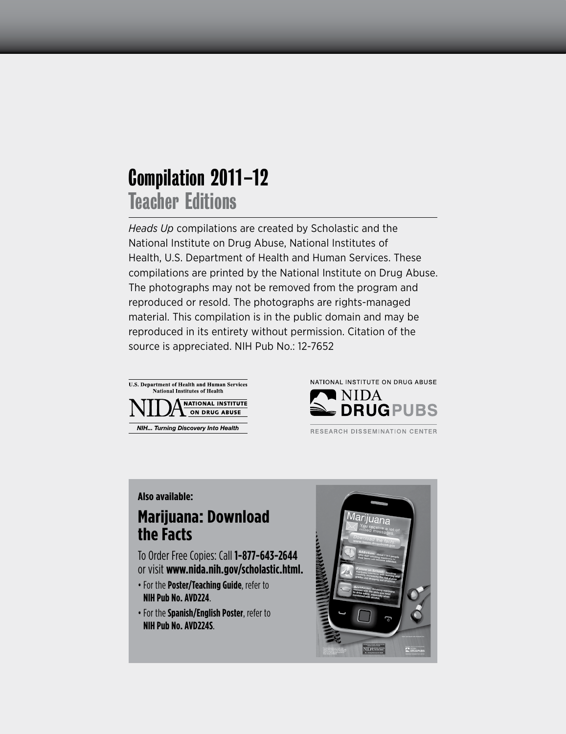# Compilation 2011–12

## Teacher Editions

*Heads Up* compilations are created by Scholastic and the National Institute on Drug Abuse, National Institutes of Health, U.S. Department of Health and Human Services. These compilations are printed by the National Institute on Drug Abuse. The photographs may not be removed from the program and reproduced or resold. The photographs are rights-managed material. This compilation is in the public domain and may be reproduced in its entirety without permission. Citation of the source is appreciated. NIH Pub No.: 12-7652

U.S. Department of Health and Human Services
National Institutes of Health
NIDA NATIONAL INSTITUTE ON DRUG ABUSE
*NIH... Turning Discovery Into Health*

NATIONAL INSTITUTE ON DRUG ABUSE
NIDA DRUGPUBS
RESEARCH DISSEMINATION CENTER

**Also available:**

## Marijuana: Download the Facts

To Order Free Copies: Call **1-877-643-2644** or visit **www.nida.nih.gov/scholastic.html.**

- For the **Poster/Teaching Guide**, refer to **NIH Pub No. AVD224**.
- For the **Spanish/English Poster**, refer to **NIH Pub No. AVD224S**.